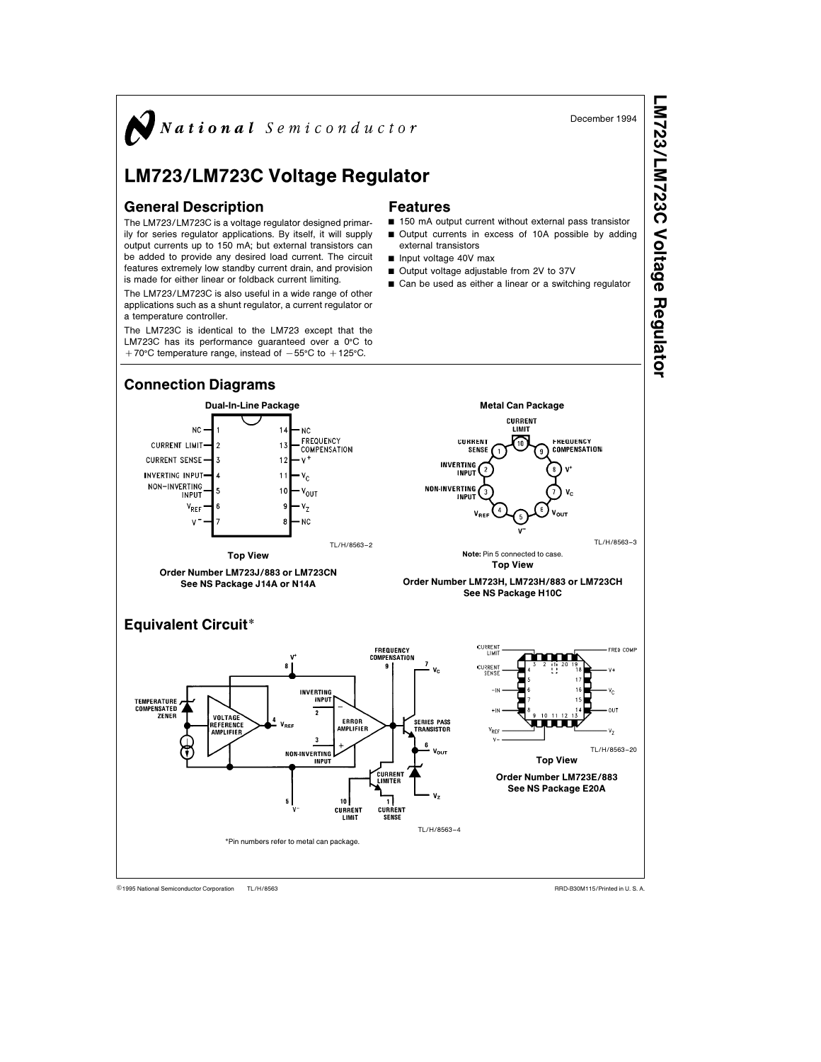National Semiconductor

December 1994

# LM723/LM723C Voltage Regulator

## General Description

The LM723/LM723C is a voltage regulator designed primarily for series regulator applications. By itself, it will supply output currents up to 150 mA; but external transistors can be added to provide any desired load current. The circuit features extremely low standby current drain, and provision is made for either linear or foldback current limiting.

The LM723/LM723C is also useful in a wide range of other applications such as a shunt regulator, a current regulator or a temperature controller.

The LM723C is identical to the LM723 except that the LM723C has its performance guaranteed over a 0°C to +70°C temperature range, instead of −55°C to +125°C.

## Features

- 150 mA output current without external pass transistor
- Output currents in excess of 10A possible by adding external transistors
- Input voltage 40V max
- Output voltage adjustable from 2V to 37V
- Can be used as either a linear or a switching regulator

## Connection Diagrams

**Dual-In-Line Package**

| Pin | Function | Pin | Function |
|---|---|---|---|
| 1 | NC | 14 | NC |
| 2 | CURRENT LIMIT | 13 | FREQUENCY COMPENSATION |
| 3 | CURRENT SENSE | 12 | $V^+$ |
| 4 | INVERTING INPUT | 11 | $V_C$ |
| 5 | NON-INVERTING INPUT | 10 | $V_{OUT}$ |
| 6 | $V_{REF}$ | 9 | $V_Z$ |
| 7 | $V^-$ | 8 | NC |

TL/H/8563–2

**Top View**

**Order Number LM723J/883 or LM723CN**
**See NS Package J14A or N14A**

**Metal Can Package**

| Pin | Function |
|---|---|
| 1 | CURRENT SENSE |
| 2 | INVERTING INPUT |
| 3 | NON-INVERTING INPUT |
| 4 | $V_{REF}$ |
| 5 | $V^-$ |
| 6 | $V_{OUT}$ |
| 7 | $V_C$ |
| 8 | $V^+$ |
| 9 | FREQUENCY COMPENSATION |
| 10 | CURRENT LIMIT |

TL/H/8563–3

**Note:** Pin 5 connected to case.

**Top View**

**Order Number LM723H, LM723H/883 or LM723CH**
**See NS Package H10C**

## Equivalent Circuit*

TEMPERATURE COMPENSATED ZENER, VOLTAGE REFERENCE AMPLIFIER, 4 $V_{REF}$, 8 $V^+$, INVERTING INPUT 2, NON-INVERTING INPUT 3, ERROR AMPLIFIER, FREQUENCY COMPENSATION 9, 7 $V_C$, SERIES PASS TRANSISTOR, 6 $V_{OUT}$, $V_Z$, CURRENT LIMITER, 10 CURRENT LIMIT, 1 CURRENT SENSE, 5 $V^-$

TL/H/8563–4

*Pin numbers refer to metal can package.

| Pin | Function |
|---|---|
| 2 | CURRENT LIMIT |
| 4 | CURRENT SENSE |
| 6 | −IN |
| 8 | +IN |
| 9 | $V_{REF}$ |
| 10 | $V^-$ |
| 12 | $V_Z$ |
| 14 | OUT |
| 16 | $V_C$ |
| 18 | V+ |
| 19 | FREQ COMP |

TL/H/8563–20

**Top View**

**Order Number LM723E/883**
**See NS Package E20A**

©1995 National Semiconductor Corporation TL/H/8563 RRD-B30M115/Printed in U. S. A.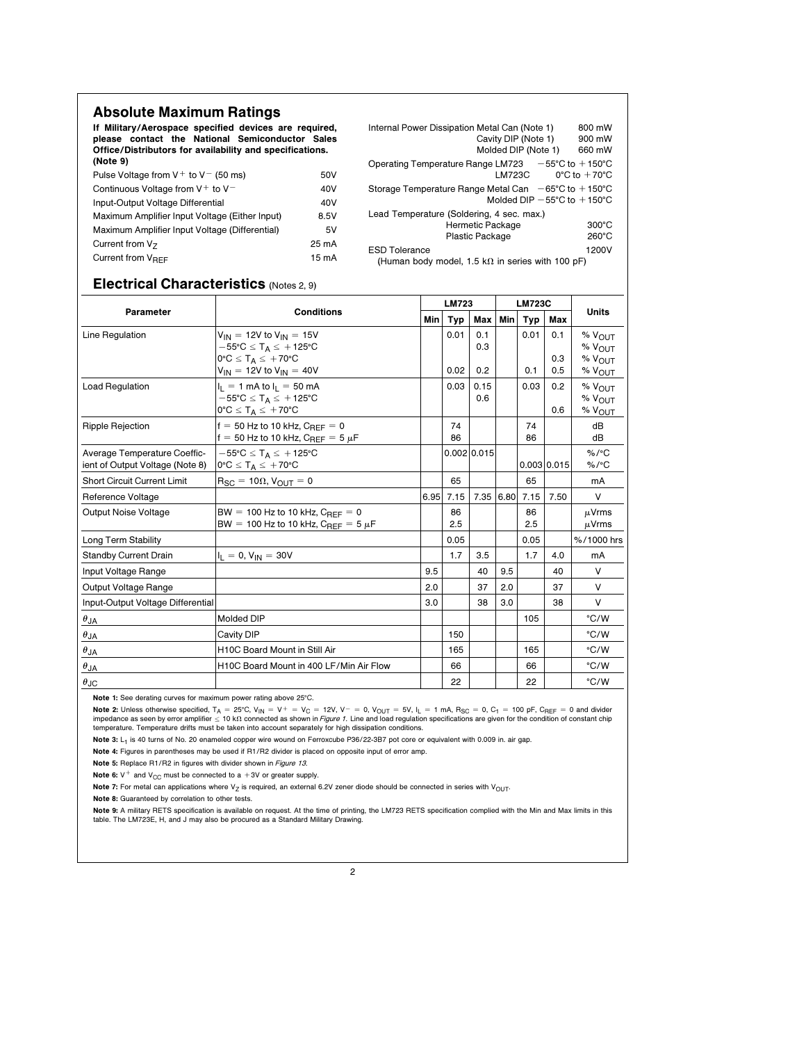## Absolute Maximum Ratings

**If Military/Aerospace specified devices are required, please contact the National Semiconductor Sales Office/Distributors for availability and specifications. (Note 9)**

| | |
|---|---|
| Pulse Voltage from $V^+$ to $V^-$ (50 ms) | 50V |
| Continuous Voltage from $V^+$ to $V^-$ | 40V |
| Input-Output Voltage Differential | 40V |
| Maximum Amplifier Input Voltage (Either Input) | 8.5V |
| Maximum Amplifier Input Voltage (Differential) | 5V |
| Current from $V_Z$ | 25 mA |
| Current from $V_{REF}$ | 15 mA |
| Internal Power Dissipation Metal Can (Note 1) | 800 mW |
| Cavity DIP (Note 1) | 900 mW |
| Molded DIP (Note 1) | 660 mW |
| Operating Temperature Range LM723 | −55°C to +150°C |
| LM723C | 0°C to +70°C |
| Storage Temperature Range Metal Can | −65°C to +150°C |
| Molded DIP | −55°C to +150°C |
| Lead Temperature (Soldering, 4 sec. max.) | |
| Hermetic Package | 300°C |
| Plastic Package | 260°C |
| ESD Tolerance (Human body model, 1.5 kΩ in series with 100 pF) | 1200V |

## Electrical Characteristics (Notes 2, 9)

| Parameter | Conditions | LM723 | | | LM723C | | | Units |
|---|---|---|---|---|---|---|---|---|
| | | Min | Typ | Max | Min | Typ | Max | |
| Line Regulation | $V_{IN}$ = 12V to $V_{IN}$ = 15V | | 0.01 | 0.1 | | 0.01 | 0.1 | % $V_{OUT}$ |
| | −55°C ≤ $T_A$ ≤ +125°C | | | 0.3 | | | | % $V_{OUT}$ |
| | 0°C ≤ $T_A$ ≤ +70°C | | | | | | 0.3 | % $V_{OUT}$ |
| | $V_{IN}$ = 12V to $V_{IN}$ = 40V | | 0.02 | 0.2 | | 0.1 | 0.5 | % $V_{OUT}$ |
| Load Regulation | $I_L$ = 1 mA to $I_L$ = 50 mA | | 0.03 | 0.15 | | 0.03 | 0.2 | % $V_{OUT}$ |
| | −55°C ≤ $T_A$ ≤ +125°C | | | 0.6 | | | | % $V_{OUT}$ |
| | 0°C ≤ $T_A$ ≤ +70°C | | | | | | 0.6 | % $V_{OUT}$ |
| Ripple Rejection | f = 50 Hz to 10 kHz, $C_{REF}$ = 0 | | 74 | | | 74 | | dB |
| | f = 50 Hz to 10 kHz, $C_{REF}$ = 5 μF | | 86 | | | 86 | | dB |
| Average Temperature Coefficient of Output Voltage (Note 8) | −55°C ≤ $T_A$ ≤ +125°C | | 0.002 | 0.015 | | | | %/°C |
| | 0°C ≤ $T_A$ ≤ +70°C | | | | | 0.003 | 0.015 | %/°C |
| Short Circuit Current Limit | $R_{SC}$ = 10Ω, $V_{OUT}$ = 0 | | 65 | | | 65 | | mA |
| Reference Voltage | | 6.95 | 7.15 | 7.35 | 6.80 | 7.15 | 7.50 | V |
| Output Noise Voltage | BW = 100 Hz to 10 kHz, $C_{REF}$ = 0 | | 86 | | | 86 | | μVrms |
| | BW = 100 Hz to 10 kHz, $C_{REF}$ = 5 μF | | 2.5 | | | 2.5 | | μVrms |
| Long Term Stability | | | 0.05 | | | 0.05 | | %/1000 hrs |
| Standby Current Drain | $I_L$ = 0, $V_{IN}$ = 30V | | 1.7 | 3.5 | | 1.7 | 4.0 | mA |
| Input Voltage Range | | 9.5 | | 40 | 9.5 | | 40 | V |
| Output Voltage Range | | 2.0 | | 37 | 2.0 | | 37 | V |
| Input-Output Voltage Differential | | 3.0 | | 38 | 3.0 | | 38 | V |
| $\theta_{JA}$ | Molded DIP | | | | | 105 | | °C/W |
| $\theta_{JA}$ | Cavity DIP | | 150 | | | | | °C/W |
| $\theta_{JA}$ | H10C Board Mount in Still Air | | 165 | | | 165 | | °C/W |
| $\theta_{JA}$ | H10C Board Mount in 400 LF/Min Air Flow | | 66 | | | 66 | | °C/W |
| $\theta_{JC}$ | | | 22 | | | 22 | | °C/W |

**Note 1:** See derating curves for maximum power rating above 25°C.

**Note 2:** Unless otherwise specified, $T_A$ = 25°C, $V_{IN}$ = $V^+$ = $V_C$ = 12V, $V^-$ = 0, $V_{OUT}$ = 5V, $I_L$ = 1 mA, $R_{SC}$ = 0, $C_1$ = 100 pF, $C_{REF}$ = 0 and divider impedance as seen by error amplifier ≤ 10 kΩ connected as shown in *Figure 1*. Line and load regulation specifications are given for the condition of constant chip temperature. Temperature drifts must be taken into account separately for high dissipation conditions.

**Note 3:** $L_1$ is 40 turns of No. 20 enameled copper wire wound on Ferroxcube P36/22-3B7 pot core or equivalent with 0.009 in. air gap.

**Note 4:** Figures in parentheses may be used if R1/R2 divider is placed on opposite input of error amp.

**Note 5:** Replace R1/R2 in figures with divider shown in *Figure 13*.

**Note 6:** $V^+$ and $V_{CC}$ must be connected to a +3V or greater supply.

**Note 7:** For metal can applications where $V_Z$ is required, an external 6.2V zener diode should be connected in series with $V_{OUT}$.

**Note 8:** Guaranteed by correlation to other tests.

**Note 9:** A military RETS specification is available on request. At the time of printing, the LM723 RETS specification complied with the Min and Max limits in this table. The LM723E, H, and J may also be procured as a Standard Military Drawing.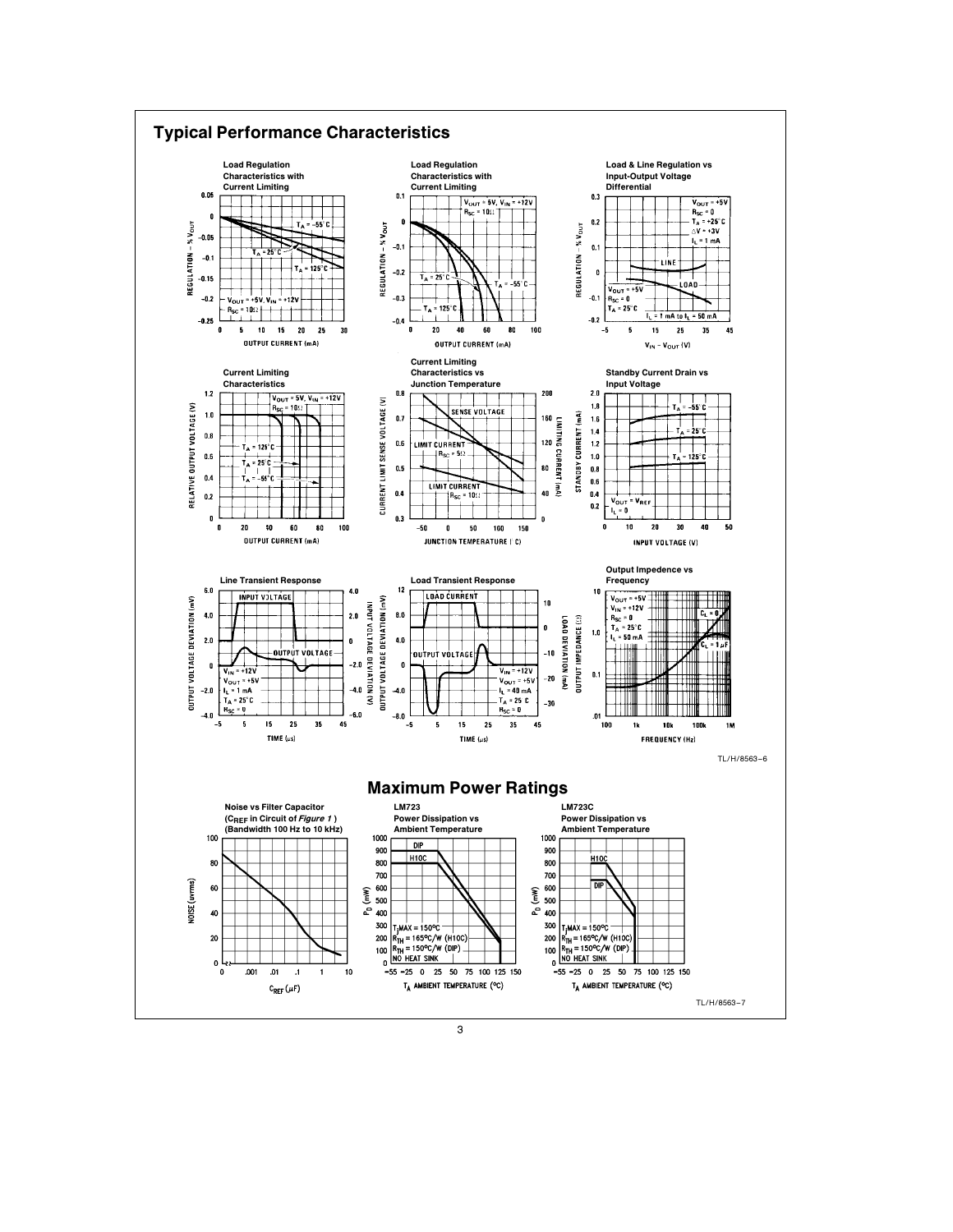## Typical Performance Characteristics

**Load Regulation Characteristics with Current Limiting**

**Load Regulation Characteristics with Current Limiting**

**Load & Line Regulation vs Input-Output Voltage Differential**

**Current Limiting Characteristics**

**Current Limiting Characteristics vs Junction Temperature**

**Standby Current Drain vs Input Voltage**

**Line Transient Response**

**Load Transient Response**

**Output Impedence vs Frequency**

TL/H/8563–6

## Maximum Power Ratings

**Noise vs Filter Capacitor ($C_{REF}$ in Circuit of *Figure 1*) (Bandwidth 100 Hz to 10 kHz)**

**LM723 Power Dissipation vs Ambient Temperature**

**LM723C Power Dissipation vs Ambient Temperature**

TL/H/8563–7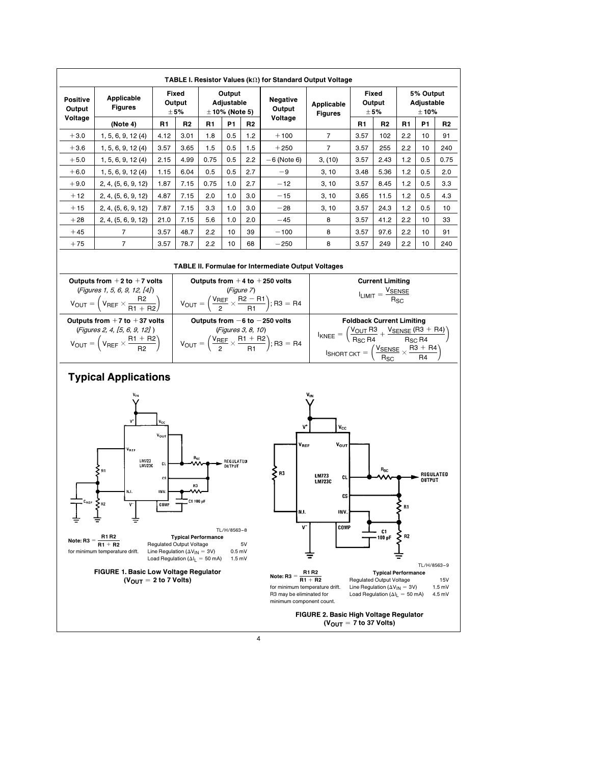**TABLE I. Resistor Values (kΩ) for Standard Output Voltage**

| Positive Output Voltage | Applicable Figures (Note 4) | Fixed Output ±5% | | Output Adjustable ±10% (Note 5) | | | Negative Output Voltage | Applicable Figures | Fixed Output ±5% | | 5% Output Adjustable ±10% | | |
|---|---|---|---|---|---|---|---|---|---|---|---|---|---|
| | | R1 | R2 | R1 | P1 | R2 | | | R1 | R2 | R1 | P1 | R2 |
| +3.0 | 1, 5, 6, 9, 12 (4) | 4.12 | 3.01 | 1.8 | 0.5 | 1.2 | +100 | 7 | 3.57 | 102 | 2.2 | 10 | 91 |
| +3.6 | 1, 5, 6, 9, 12 (4) | 3.57 | 3.65 | 1.5 | 0.5 | 1.5 | +250 | 7 | 3.57 | 255 | 2.2 | 10 | 240 |
| +5.0 | 1, 5, 6, 9, 12 (4) | 2.15 | 4.99 | 0.75 | 0.5 | 2.2 | −6 (Note 6) | 3, (10) | 3.57 | 2.43 | 1.2 | 0.5 | 0.75 |
| +6.0 | 1, 5, 6, 9, 12 (4) | 1.15 | 6.04 | 0.5 | 0.5 | 2.7 | −9 | 3, 10 | 3.48 | 5.36 | 1.2 | 0.5 | 2.0 |
| +9.0 | 2, 4, (5, 6, 9, 12) | 1.87 | 7.15 | 0.75 | 1.0 | 2.7 | −12 | 3, 10 | 3.57 | 8.45 | 1.2 | 0.5 | 3.3 |
| +12 | 2, 4, (5, 6, 9, 12) | 4.87 | 7.15 | 2.0 | 1.0 | 3.0 | −15 | 3, 10 | 3.65 | 11.5 | 1.2 | 0.5 | 4.3 |
| +15 | 2, 4, (5, 6, 9, 12) | 7.87 | 7.15 | 3.3 | 1.0 | 3.0 | −28 | 3, 10 | 3.57 | 24.3 | 1.2 | 0.5 | 10 |
| +28 | 2, 4, (5, 6, 9, 12) | 21.0 | 7.15 | 5.6 | 1.0 | 2.0 | −45 | 8 | 3.57 | 41.2 | 2.2 | 10 | 33 |
| +45 | 7 | 3.57 | 48.7 | 2.2 | 10 | 39 | −100 | 8 | 3.57 | 97.6 | 2.2 | 10 | 91 |
| +75 | 7 | 3.57 | 78.7 | 2.2 | 10 | 68 | −250 | 8 | 3.57 | 249 | 2.2 | 10 | 240 |

**TABLE II. Formulae for Intermediate Output Voltages**

| Outputs from +2 to +7 volts (*Figures 1, 5, 6, 9, 12, [4]*) $V_{OUT} = \left(V_{REF} \times \frac{R2}{R1 + R2}\right)$ | Outputs from +4 to +250 volts (*Figure 7*) $V_{OUT} = \left(\frac{V_{REF}}{2} \times \frac{R2 - R1}{R1}\right); R3 = R4$ | Current Limiting $I_{LIMIT} = \frac{V_{SENSE}}{R_{SC}}$ |
|---|---|---|
| **Outputs from +7 to +37 volts** (*Figures 2, 4, [5, 6, 9, 12]*) $V_{OUT} = \left(V_{REF} \times \frac{R1 + R2}{R2}\right)$ | **Outputs from −6 to −250 volts** (*Figures 3, 8, 10*) $V_{OUT} = \left(\frac{V_{REF}}{2} \times \frac{R1 + R2}{R1}\right); R3 = R4$ | **Foldback Current Limiting** $I_{KNEE} = \left(\frac{V_{OUT}\,R3}{R_{SC}\,R4} + \frac{V_{SENSE}\,(R3 + R4)}{R_{SC}\,R4}\right)$ $I_{SHORT\,CKT} = \left(\frac{V_{SENSE}}{R_{SC}} \times \frac{R3 + R4}{R4}\right)$ |

## Typical Applications

TL/H/8563–8

Note: $R3 = \frac{R1\,R2}{R1 + R2}$ for minimum temperature drift.

**Typical Performance**

| | |
|---|---|
| Regulated Output Voltage | 5V |
| Line Regulation ($\Delta V_{IN}$ = 3V) | 0.5 mV |
| Load Regulation ($\Delta I_L$ = 50 mA) | 1.5 mV |

**FIGURE 1. Basic Low Voltage Regulator ($V_{OUT}$ = 2 to 7 Volts)**

TL/H/8563–9

Note: $R3 = \frac{R1\,R2}{R1 + R2}$ for minimum temperature drift. R3 may be eliminated for minimum component count.

**Typical Performance**

| | |
|---|---|
| Regulated Output Voltage | 15V |
| Line Regulation ($\Delta V_{IN}$ = 3V) | 1.5 mV |
| Load Regulation ($\Delta I_L$ = 50 mA) | 4.5 mV |

**FIGURE 2. Basic High Voltage Regulator ($V_{OUT}$ = 7 to 37 Volts)**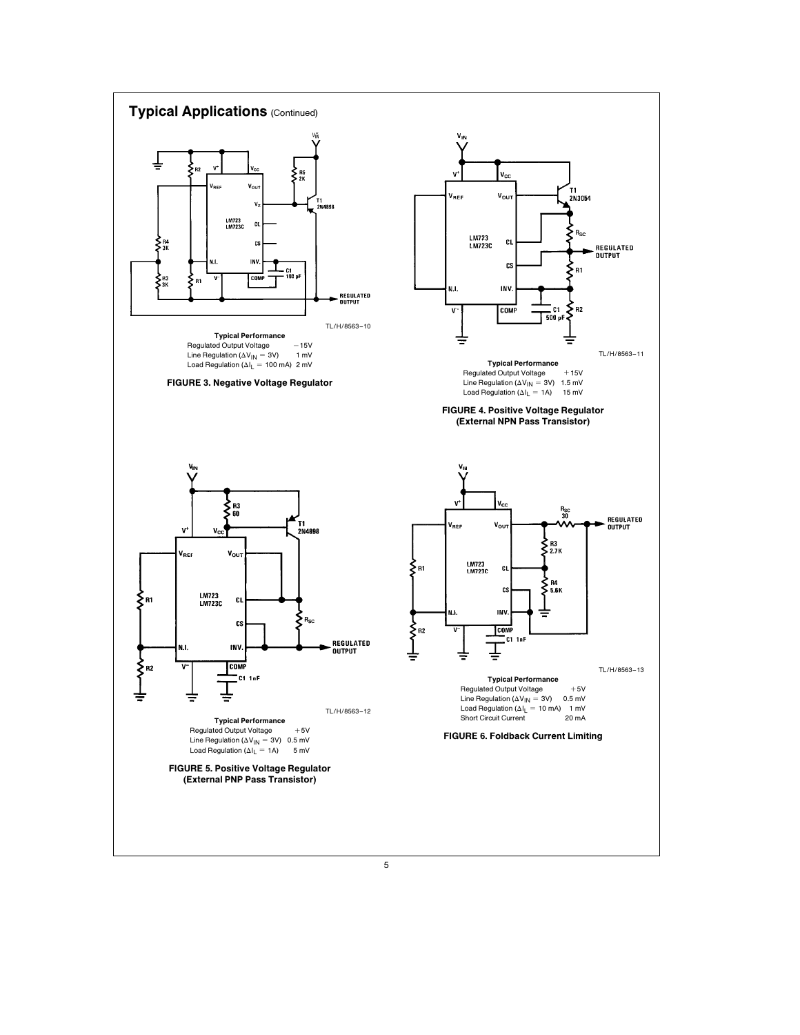## Typical Applications (Continued)

TL/H/8563–10

**Typical Performance**

| | |
|---|---|
| Regulated Output Voltage | −15V |
| Line Regulation ($\Delta V_{IN}$ = 3V) | 1 mV |
| Load Regulation ($\Delta I_L$ = 100 mA) | 2 mV |

**FIGURE 3. Negative Voltage Regulator**

TL/H/8563–11

**Typical Performance**

| | |
|---|---|
| Regulated Output Voltage | +15V |
| Line Regulation ($\Delta V_{IN}$ = 3V) | 1.5 mV |
| Load Regulation ($\Delta I_L$ = 1A) | 15 mV |

**FIGURE 4. Positive Voltage Regulator (External NPN Pass Transistor)**

TL/H/8563–12

**Typical Performance**

| | |
|---|---|
| Regulated Output Voltage | +5V |
| Line Regulation ($\Delta V_{IN}$ = 3V) | 0.5 mV |
| Load Regulation ($\Delta I_L$ = 1A) | 5 mV |

**FIGURE 5. Positive Voltage Regulator (External PNP Pass Transistor)**

TL/H/8563–13

**Typical Performance**

| | |
|---|---|
| Regulated Output Voltage | +5V |
| Line Regulation ($\Delta V_{IN}$ = 3V) | 0.5 mV |
| Load Regulation ($\Delta I_L$ = 10 mA) | 1 mV |
| Short Circuit Current | 20 mA |

**FIGURE 6. Foldback Current Limiting**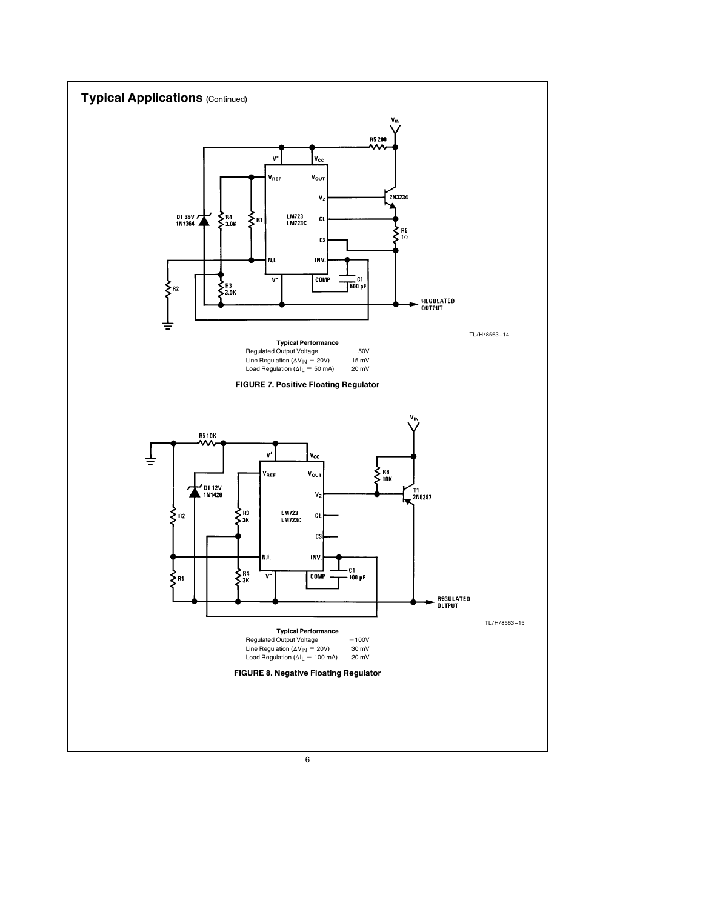## Typical Applications (Continued)

TL/H/8563–14

**Typical Performance**

| | |
|---|---|
| Regulated Output Voltage | +50V |
| Line Regulation ($\Delta V_{IN}$ = 20V) | 15 mV |
| Load Regulation ($\Delta I_L$ = 50 mA) | 20 mV |

**FIGURE 7. Positive Floating Regulator**

TL/H/8563–15

**Typical Performance**

| | |
|---|---|
| Regulated Output Voltage | −100V |
| Line Regulation ($\Delta V_{IN}$ = 20V) | 30 mV |
| Load Regulation ($\Delta I_L$ = 100 mA) | 20 mV |

**FIGURE 8. Negative Floating Regulator**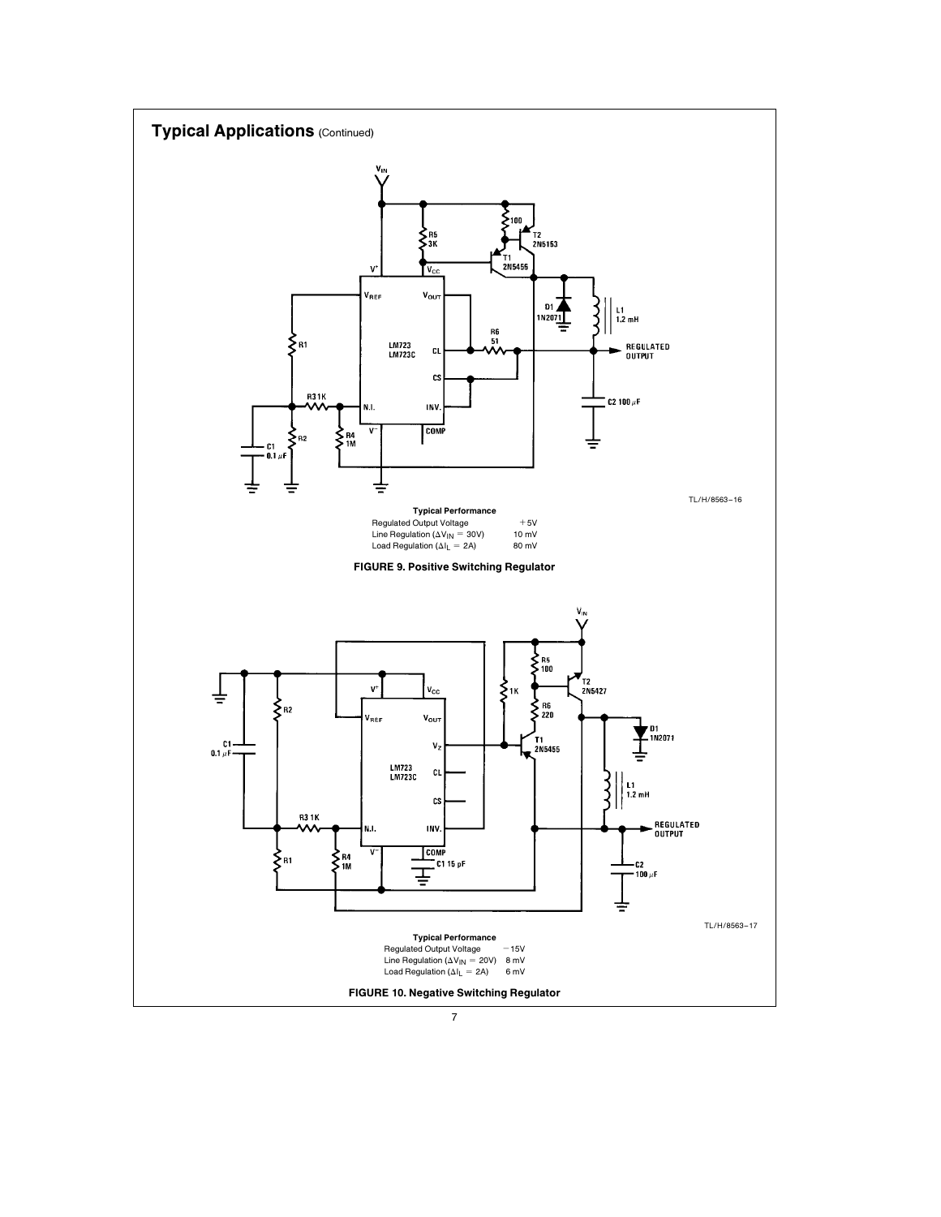## Typical Applications (Continued)

TL/H/8563–16

**Typical Performance**

| | |
|---|---|
| Regulated Output Voltage | +5V |
| Line Regulation ($\Delta V_{IN}$ = 30V) | 10 mV |
| Load Regulation ($\Delta I_L$ = 2A) | 80 mV |

**FIGURE 9. Positive Switching Regulator**

TL/H/8563–17

**Typical Performance**

| | |
|---|---|
| Regulated Output Voltage | −15V |
| Line Regulation ($\Delta V_{IN}$ = 20V) | 8 mV |
| Load Regulation ($\Delta I_L$ = 2A) | 6 mV |

**FIGURE 10. Negative Switching Regulator**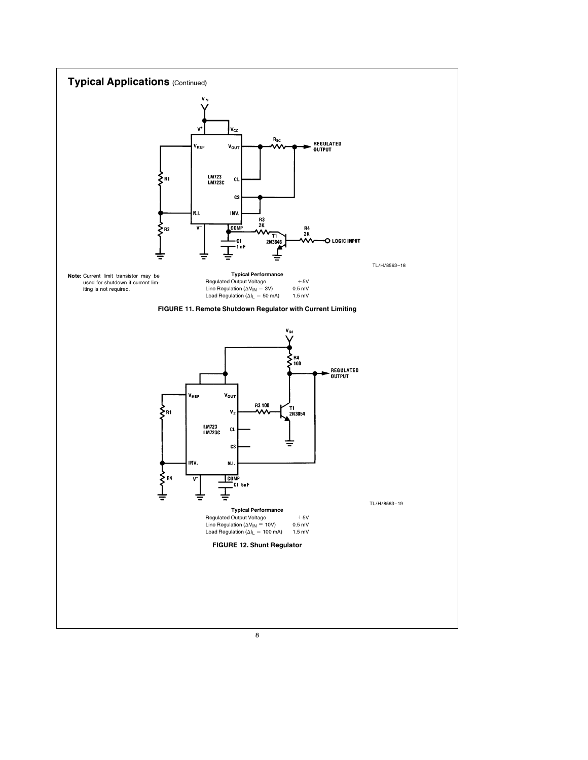## Typical Applications (Continued)

TL/H/8563–18

**Note:** Current limit transistor may be used for shutdown if current limiting is not required.

| Typical Performance | |
|---|---|
| Regulated Output Voltage | +5V |
| Line Regulation ($\Delta V_{IN}$ = 3V) | 0.5 mV |
| Load Regulation ($\Delta I_L$ = 50 mA) | 1.5 mV |

**FIGURE 11. Remote Shutdown Regulator with Current Limiting**

TL/H/8563–19

| Typical Performance | |
|---|---|
| Regulated Output Voltage | +5V |
| Line Regulation ($\Delta V_{IN}$ = 10V) | 0.5 mV |
| Load Regulation ($\Delta I_L$ = 100 mA) | 1.5 mV |

**FIGURE 12. Shunt Regulator**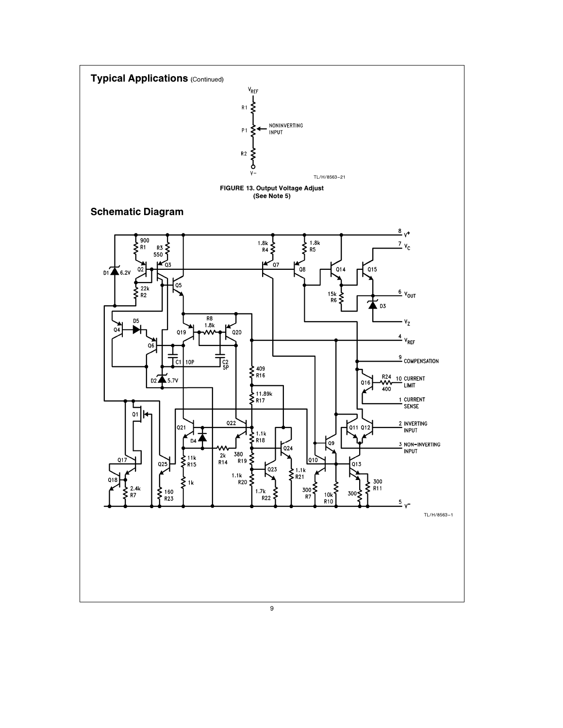## Typical Applications (Continued)

TL/H/8563–21

**FIGURE 13. Output Voltage Adjust (See Note 5)**

## Schematic Diagram

TL/H/8563–1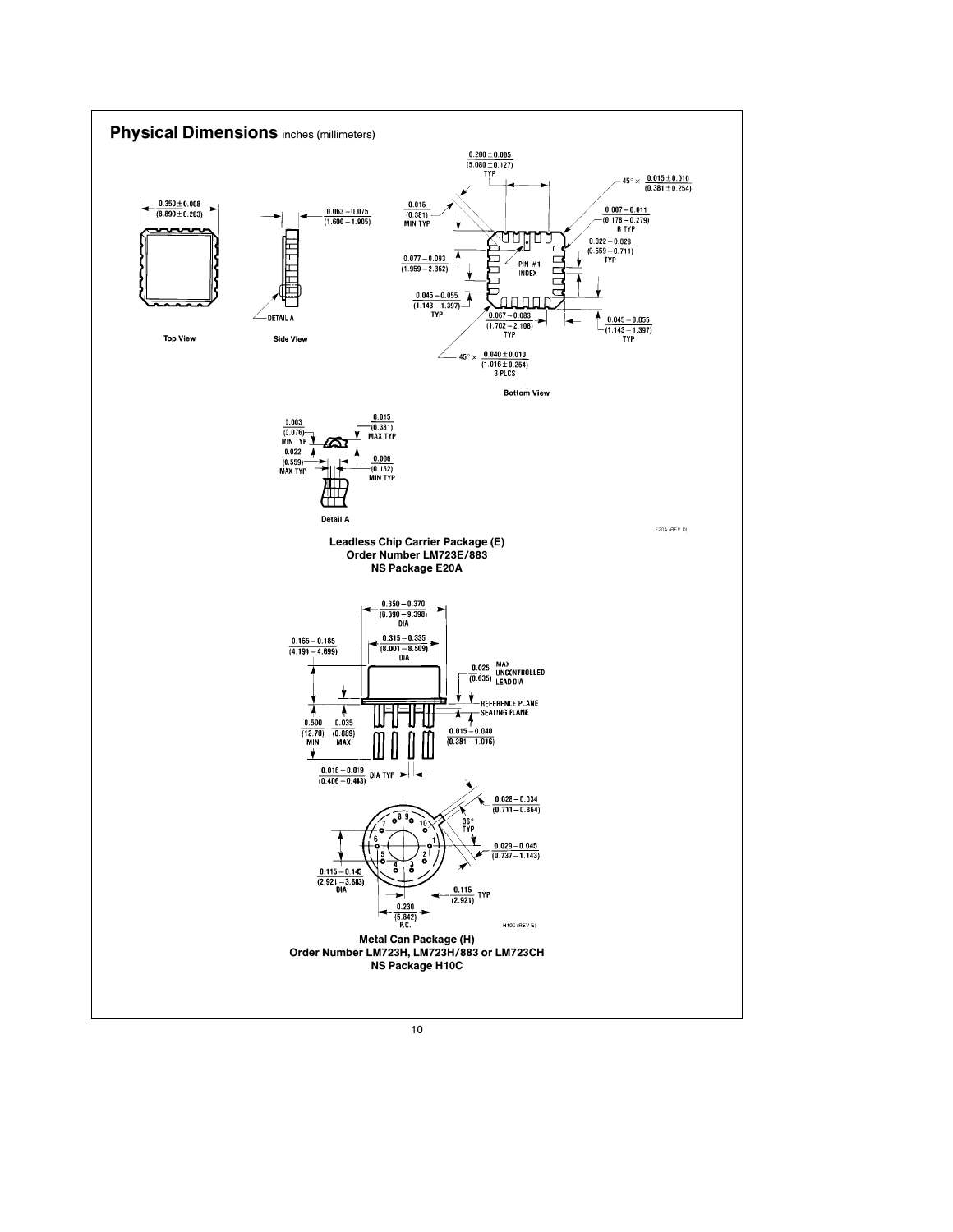## Physical Dimensions inches (millimeters)

Leadless Chip Carrier Package (E)
Order Number LM723E/883
NS Package E20A

Metal Can Package (H)
Order Number LM723H, LM723H/883 or LM723CH
NS Package H10C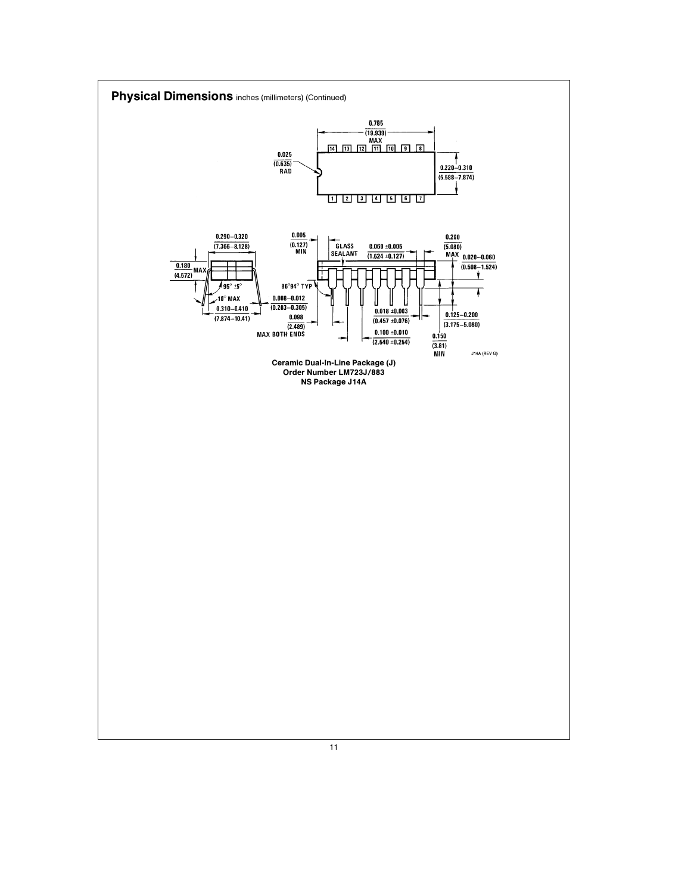## Physical Dimensions inches (millimeters) (Continued)

0.785 (19.939) MAX

14 13 12 11 10 9 8

0.025 (0.635) RAD

0.220–0.310 (5.588–7.874)

1 2 3 4 5 6 7

0.290–0.320 (7.366–8.128)

0.180 (4.572) MAX

95° ±5°

10° MAX

0.310–0.410 (7.874–10.41)

0.005 (0.127) MIN

GLASS SEALANT

0.060 ±0.005 (1.524 ±0.127)

0.200 (5.080) MAX

0.020–0.060 (0.508–1.524)

86°94° TYP

0.008–0.012 (0.203–0.305)

0.098 (2.489) MAX BOTH ENDS

0.018 ±0.003 (0.457 ±0.076)

0.100 ±0.010 (2.540 ±0.254)

0.125–0.200 (3.175–5.080)

0.150 (3.81) MIN

J14A (REV G)

**Ceramic Dual-In-Line Package (J)**
**Order Number LM723J/883**
**NS Package J14A**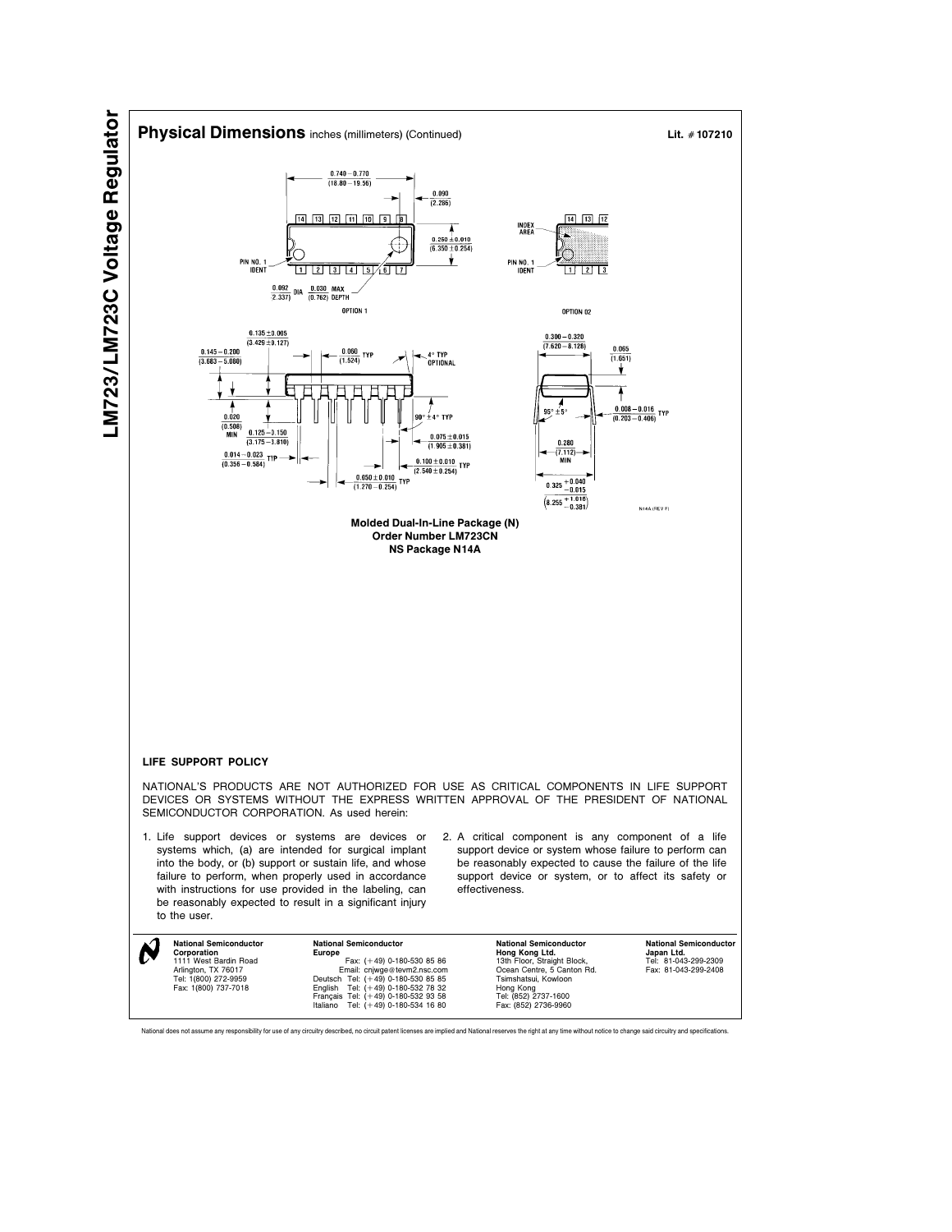## Physical Dimensions inches (millimeters) (Continued)

Lit. # 107210

0.740 – 0.770
(18.80 – 19.56)

0.090
(2.286)

0.250 ± 0.010
(6.350 ± 0.254)

PIN NO. 1 IDENT

0.092 DIA (2.337)
0.030 MAX (0.762) DEPTH

OPTION 1

INDEX AREA

PIN NO. 1 IDENT

OPTION 02

0.135 ± 0.005
(3.429 ± 0.127)

0.145 – 0.200
(3.683 – 5.080)

0.060 TYP
(1.524)

4° TYP OPTIONAL

0.020 (0.508) MIN

0.125 – 0.150
(3.175 – 3.810)

0.014 – 0.023 TYP
(0.356 – 0.584)

90° ± 4° TYP

0.075 ± 0.015
(1.905 ± 0.381)

0.100 ± 0.010 TYP
(2.540 ± 0.254)

0.050 ± 0.010 TYP
(1.270 – 0.254)

0.300 – 0.320
(7.620 – 8.128)

0.065
(1.651)

95° ± 5°

0.008 – 0.016 TYP
(0.203 – 0.406)

0.280
(7.112)
MIN

0.325 +0.040 −0.015
(8.255 +1.016 −0.381)

N14A (REV F)

**Molded Dual-In-Line Package (N)**
**Order Number LM723CN**
**NS Package N14A**

### LIFE SUPPORT POLICY

NATIONAL'S PRODUCTS ARE NOT AUTHORIZED FOR USE AS CRITICAL COMPONENTS IN LIFE SUPPORT DEVICES OR SYSTEMS WITHOUT THE EXPRESS WRITTEN APPROVAL OF THE PRESIDENT OF NATIONAL SEMICONDUCTOR CORPORATION. As used herein:

1. Life support devices or systems are devices or systems which, (a) are intended for surgical implant into the body, or (b) support or sustain life, and whose failure to perform, when properly used in accordance with instructions for use provided in the labeling, can be reasonably expected to result in a significant injury to the user.
2. A critical component is any component of a life support device or system whose failure to perform can be reasonably expected to cause the failure of the life support device or system, or to affect its safety or effectiveness.

**National Semiconductor Corporation**
1111 West Bardin Road
Arlington, TX 76017
Tel: 1(800) 272-9959
Fax: 1(800) 737-7018

**National Semiconductor Europe**
Fax: (+49) 0-180-530 85 86
Email: cnjwge@tevm2.nsc.com
Deutsch Tel: (+49) 0-180-530 85 85
English Tel: (+49) 0-180-532 78 32
Français Tel: (+49) 0-180-532 93 58
Italiano Tel: (+49) 0-180-534 16 80

**National Semiconductor Hong Kong Ltd.**
13th Floor, Straight Block,
Ocean Centre, 5 Canton Rd.
Tsimshatsui, Kowloon
Hong Kong
Tel: (852) 2737-1600
Fax: (852) 2736-9960

**National Semiconductor Japan Ltd.**
Tel: 81-043-299-2309
Fax: 81-043-299-2408

National does not assume any responsibility for use of any circuitry described, no circuit patent licenses are implied and National reserves the right at any time without notice to change said circuitry and specifications.